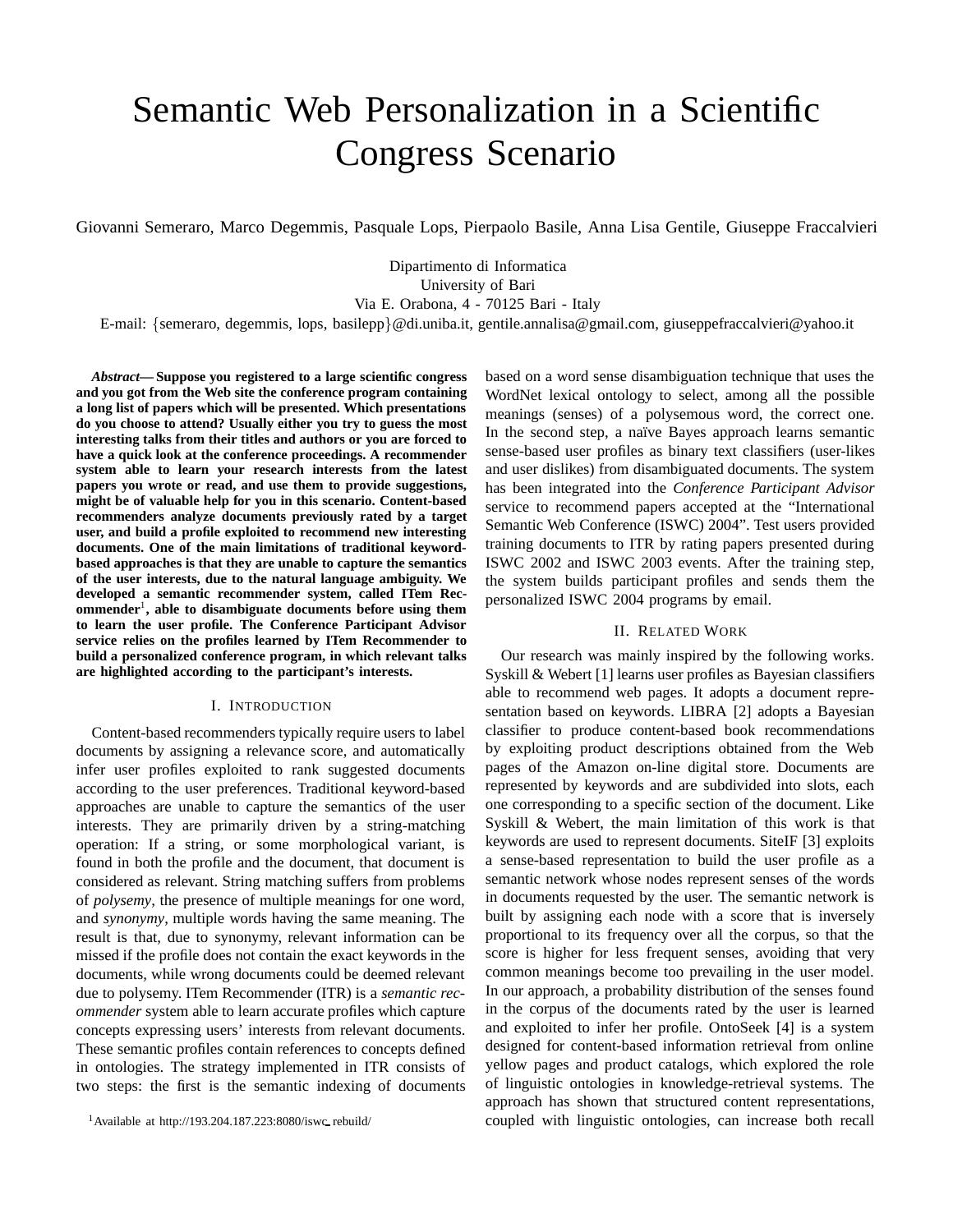# Semantic Web Personalization in a Scientific Congress Scenario

Giovanni Semeraro, Marco Degemmis, Pasquale Lops, Pierpaolo Basile, Anna Lisa Gentile, Giuseppe Fraccalvieri

Dipartimento di Informatica
University of Bari
Via E. Orabona, 4 - 70125 Bari - Italy
E-mail: {semeraro, degemmis, lops, basilepp}@di.uniba.it, gentile.annalisa@gmail.com, giuseppefraccalvieri@yahoo.it

***Abstract*— Suppose you registered to a large scientific congress and you got from the Web site the conference program containing a long list of papers which will be presented. Which presentations do you choose to attend? Usually either you try to guess the most interesting talks from their titles and authors or you are forced to have a quick look at the conference proceedings. A recommender system able to learn your research interests from the latest papers you wrote or read, and use them to provide suggestions, might be of valuable help for you in this scenario. Content-based recommenders analyze documents previously rated by a target user, and build a profile exploited to recommend new interesting documents. One of the main limitations of traditional keyword-based approaches is that they are unable to capture the semantics of the user interests, due to the natural language ambiguity. We developed a semantic recommender system, called ITem Recommender[1], able to disambiguate documents before using them to learn the user profile. The Conference Participant Advisor service relies on the profiles learned by ITem Recommender to build a personalized conference program, in which relevant talks are highlighted according to the participant's interests.**

## I. Introduction

Content-based recommenders typically require users to label documents by assigning a relevance score, and automatically infer user profiles exploited to rank suggested documents according to the user preferences. Traditional keyword-based approaches are unable to capture the semantics of the user interests. They are primarily driven by a string-matching operation: If a string, or some morphological variant, is found in both the profile and the document, that document is considered as relevant. String matching suffers from problems of *polysemy*, the presence of multiple meanings for one word, and *synonymy*, multiple words having the same meaning. The result is that, due to synonymy, relevant information can be missed if the profile does not contain the exact keywords in the documents, while wrong documents could be deemed relevant due to polysemy. ITem Recommender (ITR) is a *semantic recommender* system able to learn accurate profiles which capture concepts expressing users' interests from relevant documents. These semantic profiles contain references to concepts defined in ontologies. The strategy implemented in ITR consists of two steps: the first is the semantic indexing of documents based on a word sense disambiguation technique that uses the WordNet lexical ontology to select, among all the possible meanings (senses) of a polysemous word, the correct one. In the second step, a naïve Bayes approach learns semantic sense-based user profiles as binary text classifiers (user-likes and user dislikes) from disambiguated documents. The system has been integrated into the *Conference Participant Advisor* service to recommend papers accepted at the "International Semantic Web Conference (ISWC) 2004". Test users provided training documents to ITR by rating papers presented during ISWC 2002 and ISWC 2003 events. After the training step, the system builds participant profiles and sends them the personalized ISWC 2004 programs by email.

## II. Related Work

Our research was mainly inspired by the following works. Syskill & Webert [1] learns user profiles as Bayesian classifiers able to recommend web pages. It adopts a document representation based on keywords. LIBRA [2] adopts a Bayesian classifier to produce content-based book recommendations by exploiting product descriptions obtained from the Web pages of the Amazon on-line digital store. Documents are represented by keywords and are subdivided into slots, each one corresponding to a specific section of the document. Like Syskill & Webert, the main limitation of this work is that keywords are used to represent documents. SiteIF [3] exploits a sense-based representation to build the user profile as a semantic network whose nodes represent senses of the words in documents requested by the user. The semantic network is built by assigning each node with a score that is inversely proportional to its frequency over all the corpus, so that the score is higher for less frequent senses, avoiding that very common meanings become too prevailing in the user model. In our approach, a probability distribution of the senses found in the corpus of the documents rated by the user is learned and exploited to infer her profile. OntoSeek [4] is a system designed for content-based information retrieval from online yellow pages and product catalogs, which explored the role of linguistic ontologies in knowledge-retrieval systems. The approach has shown that structured content representations, coupled with linguistic ontologies, can increase both recall

[1] Available at http://193.204.187.223:8080/iswc_rebuild/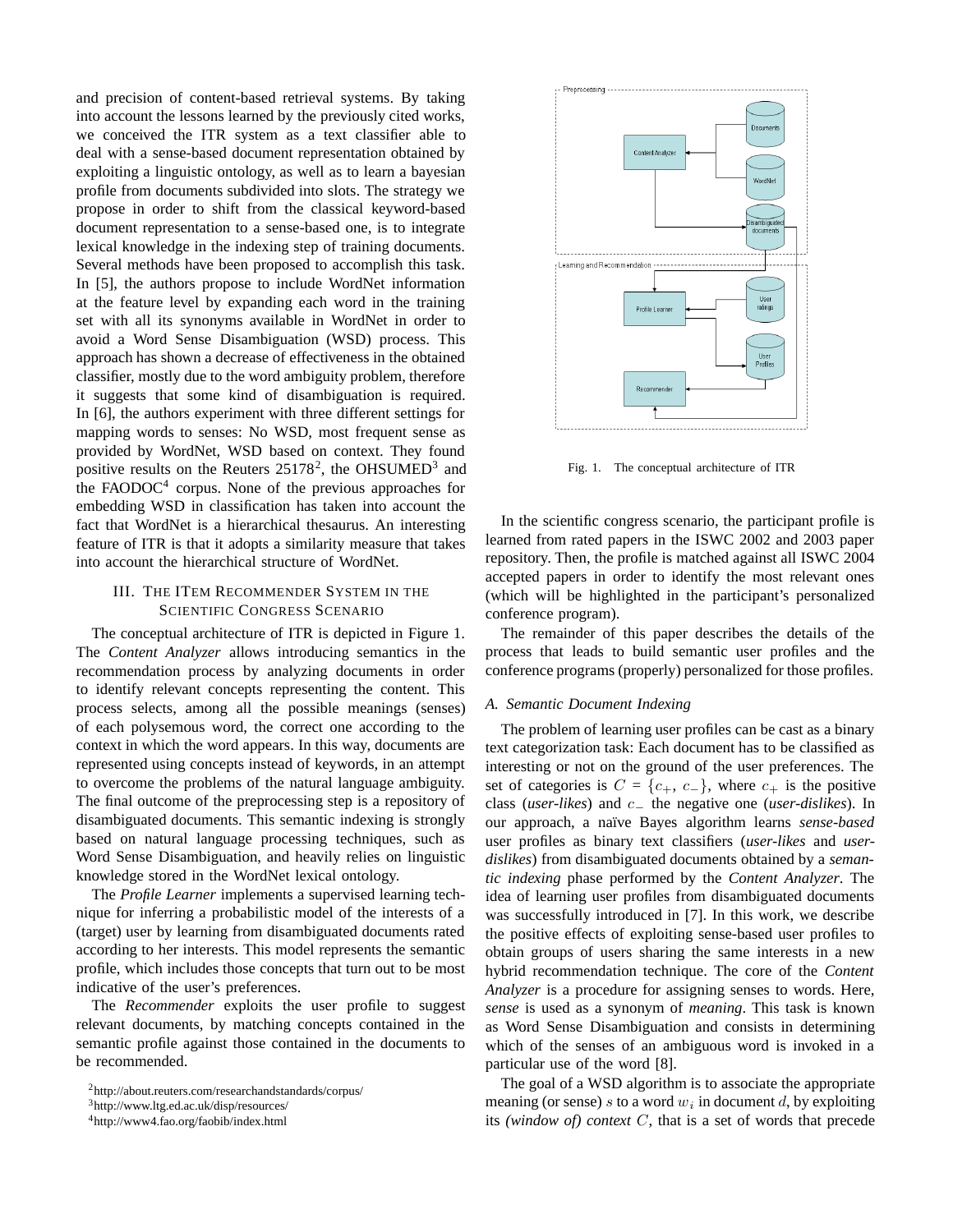and precision of content-based retrieval systems. By taking into account the lessons learned by the previously cited works, we conceived the ITR system as a text classifier able to deal with a sense-based document representation obtained by exploiting a linguistic ontology, as well as to learn a bayesian profile from documents subdivided into slots. The strategy we propose in order to shift from the classical keyword-based document representation to a sense-based one, is to integrate lexical knowledge in the indexing step of training documents. Several methods have been proposed to accomplish this task. In [5], the authors propose to include WordNet information at the feature level by expanding each word in the training set with all its synonyms available in WordNet in order to avoid a Word Sense Disambiguation (WSD) process. This approach has shown a decrease of effectiveness in the obtained classifier, mostly due to the word ambiguity problem, therefore it suggests that some kind of disambiguation is required. In [6], the authors experiment with three different settings for mapping words to senses: No WSD, most frequent sense as provided by WordNet, WSD based on context. They found positive results on the Reuters 25178[2], the OHSUMED[3] and the FAODOC[4] corpus. None of the previous approaches for embedding WSD in classification has taken into account the fact that WordNet is a hierarchical thesaurus. An interesting feature of ITR is that it adopts a similarity measure that takes into account the hierarchical structure of WordNet.

## III. The ITem Recommender System in the Scientific Congress Scenario

The conceptual architecture of ITR is depicted in Figure 1. The *Content Analyzer* allows introducing semantics in the recommendation process by analyzing documents in order to identify relevant concepts representing the content. This process selects, among all the possible meanings (senses) of each polysemous word, the correct one according to the context in which the word appears. In this way, documents are represented using concepts instead of keywords, in an attempt to overcome the problems of the natural language ambiguity. The final outcome of the preprocessing step is a repository of disambiguated documents. This semantic indexing is strongly based on natural language processing techniques, such as Word Sense Disambiguation, and heavily relies on linguistic knowledge stored in the WordNet lexical ontology.

The *Profile Learner* implements a supervised learning technique for inferring a probabilistic model of the interests of a (target) user by learning from disambiguated documents rated according to her interests. This model represents the semantic profile, which includes those concepts that turn out to be most indicative of the user's preferences.

The *Recommender* exploits the user profile to suggest relevant documents, by matching concepts contained in the semantic profile against those contained in the documents to be recommended.

[2]http://about.reuters.com/researchandstandards/corpus/

[3]http://www.ltg.ed.ac.uk/disp/resources/

[4]http://www4.fao.org/faobib/index.html

Fig. 1. The conceptual architecture of ITR

In the scientific congress scenario, the participant profile is learned from rated papers in the ISWC 2002 and 2003 paper repository. Then, the profile is matched against all ISWC 2004 accepted papers in order to identify the most relevant ones (which will be highlighted in the participant's personalized conference program).

The remainder of this paper describes the details of the process that leads to build semantic user profiles and the conference programs (properly) personalized for those profiles.

### A. Semantic Document Indexing

The problem of learning user profiles can be cast as a binary text categorization task: Each document has to be classified as interesting or not on the ground of the user preferences. The set of categories is $C = \{c_+, c_-\}$, where $c_+$ is the positive class (*user-likes*) and $c_-$ the negative one (*user-dislikes*). In our approach, a naïve Bayes algorithm learns *sense-based* user profiles as binary text classifiers (*user-likes* and *user-dislikes*) from disambiguated documents obtained by a *semantic indexing* phase performed by the *Content Analyzer*. The idea of learning user profiles from disambiguated documents was successfully introduced in [7]. In this work, we describe the positive effects of exploiting sense-based user profiles to obtain groups of users sharing the same interests in a new hybrid recommendation technique. The core of the *Content Analyzer* is a procedure for assigning senses to words. Here, *sense* is used as a synonym of *meaning*. This task is known as Word Sense Disambiguation and consists in determining which of the senses of an ambiguous word is invoked in a particular use of the word [8].

The goal of a WSD algorithm is to associate the appropriate meaning (or sense) $s$ to a word $w_i$ in document $d$, by exploiting its *(window of) context* $C$, that is a set of words that precede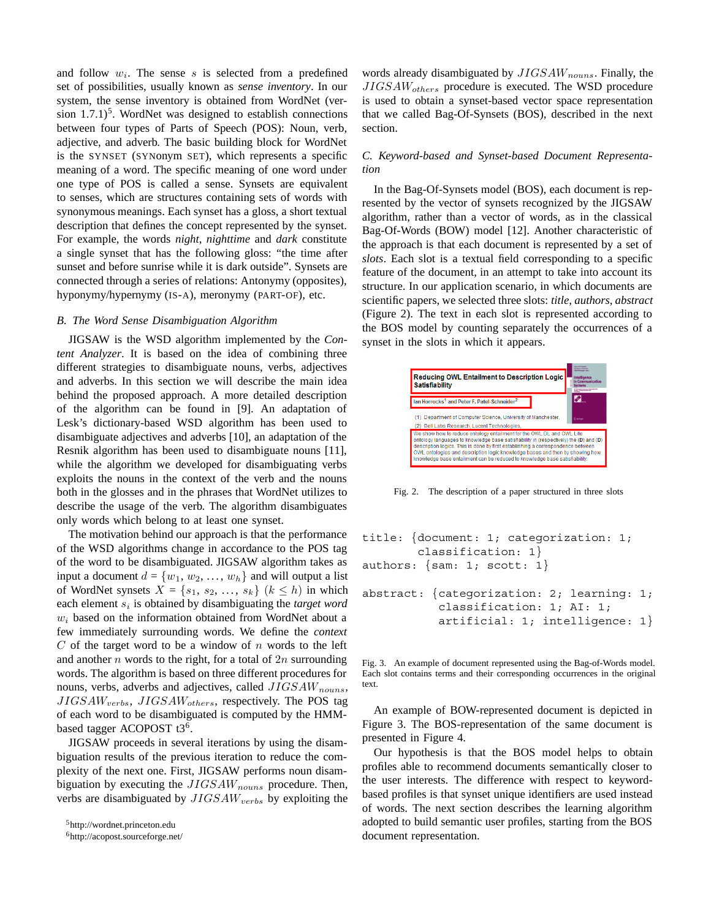and follow $w_i$. The sense $s$ is selected from a predefined set of possibilities, usually known as *sense inventory*. In our system, the sense inventory is obtained from WordNet (version 1.7.1)[5]. WordNet was designed to establish connections between four types of Parts of Speech (POS): Noun, verb, adjective, and adverb. The basic building block for WordNet is the SYNSET (SYNonym SET), which represents a specific meaning of a word. The specific meaning of one word under one type of POS is called a sense. Synsets are equivalent to senses, which are structures containing sets of words with synonymous meanings. Each synset has a gloss, a short textual description that defines the concept represented by the synset. For example, the words *night*, *nighttime* and *dark* constitute a single synset that has the following gloss: "the time after sunset and before sunrise while it is dark outside". Synsets are connected through a series of relations: Antonymy (opposites), hyponymy/hypernymy (IS-A), meronymy (PART-OF), etc.

### B. The Word Sense Disambiguation Algorithm

JIGSAW is the WSD algorithm implemented by the *Content Analyzer*. It is based on the idea of combining three different strategies to disambiguate nouns, verbs, adjectives and adverbs. In this section we will describe the main idea behind the proposed approach. A more detailed description of the algorithm can be found in [9]. An adaptation of Lesk's dictionary-based WSD algorithm has been used to disambiguate adjectives and adverbs [10], an adaptation of the Resnik algorithm has been used to disambiguate nouns [11], while the algorithm we developed for disambiguating verbs exploits the nouns in the context of the verb and the nouns both in the glosses and in the phrases that WordNet utilizes to describe the usage of the verb. The algorithm disambiguates only words which belong to at least one synset.

The motivation behind our approach is that the performance of the WSD algorithms change in accordance to the POS tag of the word to be disambiguated. JIGSAW algorithm takes as input a document $d = \{w_1, w_2, \ldots, w_h\}$ and will output a list of WordNet synsets $X = \{s_1, s_2, \ldots, s_k\}$ $(k \leq h)$ in which each element $s_i$ is obtained by disambiguating the *target word* $w_i$ based on the information obtained from WordNet about a few immediately surrounding words. We define the *context* $C$ of the target word to be a window of $n$ words to the left and another $n$ words to the right, for a total of $2n$ surrounding words. The algorithm is based on three different procedures for nouns, verbs, adverbs and adjectives, called $JIGSAW_{nouns}$, $JIGSAW_{verbs}$, $JIGSAW_{others}$, respectively. The POS tag of each word to be disambiguated is computed by the HMM-based tagger ACOPOST t3[6].

JIGSAW proceeds in several iterations by using the disambiguation results of the previous iteration to reduce the complexity of the next one. First, JIGSAW performs noun disambiguation by executing the $JIGSAW_{nouns}$ procedure. Then, verbs are disambiguated by $JIGSAW_{verbs}$ by exploiting the words already disambiguated by $JIGSAW_{nouns}$. Finally, the $JIGSAW_{others}$ procedure is executed. The WSD procedure is used to obtain a synset-based vector space representation that we called Bag-Of-Synsets (BOS), described in the next section.

[5] http://wordnet.princeton.edu

[6] http://acopost.sourceforge.net/

### C. Keyword-based and Synset-based Document Representation

In the Bag-Of-Synsets model (BOS), each document is represented by the vector of synsets recognized by the JIGSAW algorithm, rather than a vector of words, as in the classical Bag-Of-Words (BOW) model [12]. Another characteristic of the approach is that each document is represented by a set of *slots*. Each slot is a textual field corresponding to a specific feature of the document, in an attempt to take into account its structure. In our application scenario, in which documents are scientific papers, we selected three slots: *title*, *authors*, *abstract* (Figure 2). The text in each slot is represented according to the BOS model by counting separately the occurrences of a synset in the slots in which it appears.

Fig. 2. The description of a paper structured in three slots

```
title: {document: 1; categorization: 1;
         classification: 1}
authors: {sam: 1; scott: 1}

abstract: {categorization: 2; learning: 1;
           classification: 1; AI: 1;
           artificial: 1; intelligence: 1}
```

Fig. 3. An example of document represented using the Bag-of-Words model. Each slot contains terms and their corresponding occurrences in the original text.

An example of BOW-represented document is depicted in Figure 3. The BOS-representation of the same document is presented in Figure 4.

Our hypothesis is that the BOS model helps to obtain profiles able to recommend documents semantically closer to the user interests. The difference with respect to keyword-based profiles is that synset unique identifiers are used instead of words. The next section describes the learning algorithm adopted to build semantic user profiles, starting from the BOS document representation.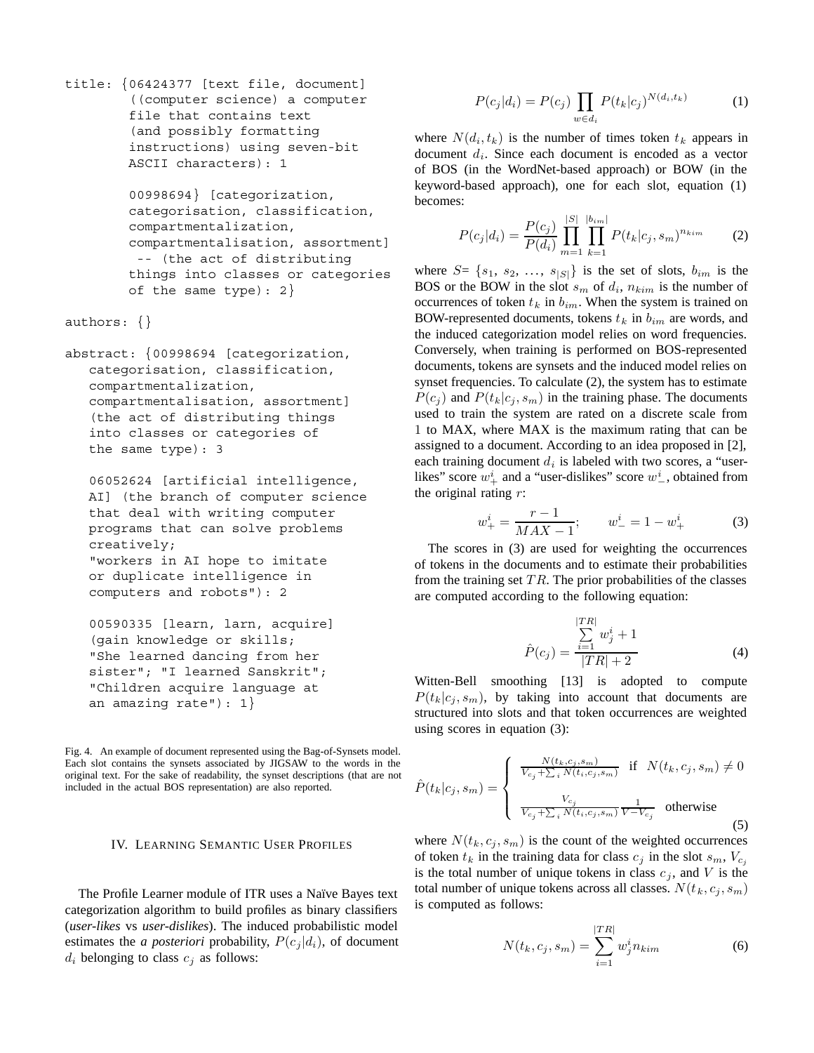```
title: {06424377 [text file, document]
        ((computer science) a computer
        file that contains text
        (and possibly formatting
        instructions) using seven-bit
        ASCII characters): 1

        00998694} [categorization,
        categorisation, classification,
        compartmentalization,
        compartmentalisation, assortment]
         -- (the act of distributing
        things into classes or categories
        of the same type): 2}

authors: {}

abstract: {00998694 [categorization,
   categorisation, classification,
   compartmentalization,
   compartmentalisation, assortment]
   (the act of distributing things
   into classes or categories of
   the same type): 3

   06052624 [artificial intelligence,
   AI] (the branch of computer science
   that deal with writing computer
   programs that can solve problems
   creatively;
   "workers in AI hope to imitate
   or duplicate intelligence in
   computers and robots"): 2

   00590335 [learn, larn, acquire]
   (gain knowledge or skills;
   "She learned dancing from her
   sister"; "I learned Sanskrit";
   "Children acquire language at
   an amazing rate"): 1}
```

Fig. 4. An example of document represented using the Bag-of-Synsets model. Each slot contains the synsets associated by JIGSAW to the words in the original text. For the sake of readability, the synset descriptions (that are not included in the actual BOS representation) are also reported.

## IV. Learning Semantic User Profiles

The Profile Learner module of ITR uses a Naïve Bayes text categorization algorithm to build profiles as binary classifiers (*user-likes* vs *user-dislikes*). The induced probabilistic model estimates the *a posteriori* probability, $P(c_j|d_i)$, of document $d_i$ belonging to class $c_j$ as follows:

$$P(c_j|d_i) = P(c_j) \prod_{w \in d_i} P(t_k|c_j)^{N(d_i,t_k)} \tag{1}$$

where $N(d_i, t_k)$ is the number of times token $t_k$ appears in document $d_i$. Since each document is encoded as a vector of BOS (in the WordNet-based approach) or BOW (in the keyword-based approach), one for each slot, equation (1) becomes:

$$P(c_j|d_i) = \frac{P(c_j)}{P(d_i)} \prod_{m=1}^{|S|} \prod_{k=1}^{|b_{im}|} P(t_k|c_j, s_m)^{n_{kim}} \tag{2}$$

where $S = \{s_1, s_2, \ldots, s_{|S|}\}$ is the set of slots, $b_{im}$ is the BOS or the BOW in the slot $s_m$ of $d_i$, $n_{kim}$ is the number of occurrences of token $t_k$ in $b_{im}$. When the system is trained on BOW-represented documents, tokens $t_k$ in $b_{im}$ are words, and the induced categorization model relies on word frequencies. Conversely, when training is performed on BOS-represented documents, tokens are synsets and the induced model relies on synset frequencies. To calculate (2), the system has to estimate $P(c_j)$ and $P(t_k|c_j, s_m)$ in the training phase. The documents used to train the system are rated on a discrete scale from 1 to MAX, where MAX is the maximum rating that can be assigned to a document. According to an idea proposed in [2], each training document $d_i$ is labeled with two scores, a "user-likes" score $w_+^i$ and a "user-dislikes" score $w_-^i$, obtained from the original rating $r$:

$$w_+^i = \frac{r-1}{MAX-1}; \qquad w_-^i = 1 - w_+^i \tag{3}$$

The scores in (3) are used for weighting the occurrences of tokens in the documents and to estimate their probabilities from the training set $TR$. The prior probabilities of the classes are computed according to the following equation:

$$\hat{P}(c_j) = \frac{\sum_{i=1}^{|TR|} w_j^i + 1}{|TR| + 2} \tag{4}$$

Witten-Bell smoothing [13] is adopted to compute $P(t_k|c_j, s_m)$, by taking into account that documents are structured into slots and that token occurrences are weighted using scores in equation (3):

$$\hat{P}(t_k|c_j, s_m) = \begin{cases} \frac{N(t_k,c_j,s_m)}{V_{c_j} + \sum_i N(t_i,c_j,s_m)} & \text{if } N(t_k,c_j,s_m) \neq 0 \\ \\ \frac{V_{c_j}}{V_{c_j} + \sum_i N(t_i,c_j,s_m)} \frac{1}{V - V_{c_j}} & \text{otherwise} \end{cases} \tag{5}$$

where $N(t_k, c_j, s_m)$ is the count of the weighted occurrences of token $t_k$ in the training data for class $c_j$ in the slot $s_m$, $V_{c_j}$ is the total number of unique tokens in class $c_j$, and $V$ is the total number of unique tokens across all classes. $N(t_k, c_j, s_m)$ is computed as follows:

$$N(t_k, c_j, s_m) = \sum_{i=1}^{|TR|} w_j^i n_{kim} \tag{6}$$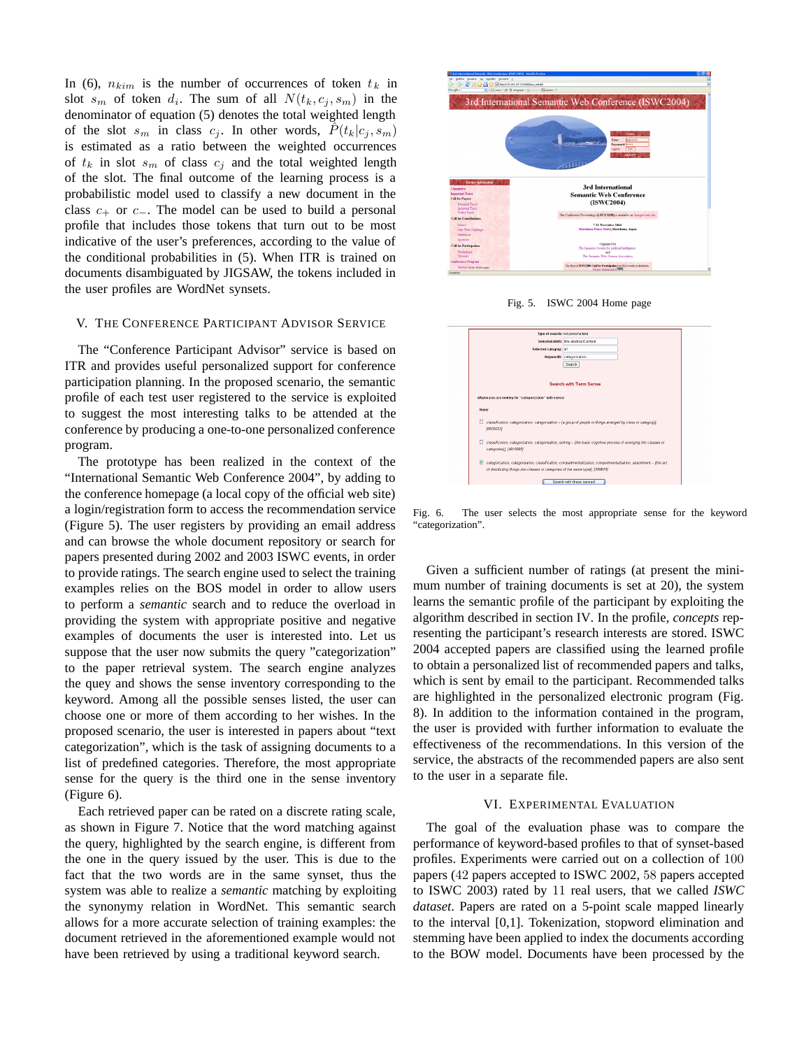In (6), $n_{kim}$ is the number of occurrences of token $t_k$ in slot $s_m$ of token $d_i$. The sum of all $N(t_k, c_j, s_m)$ in the denominator of equation (5) denotes the total weighted length of the slot $s_m$ in class $c_j$. In other words, $\hat{P}(t_k|c_j, s_m)$ is estimated as a ratio between the weighted occurrences of $t_k$ in slot $s_m$ of class $c_j$ and the total weighted length of the slot. The final outcome of the learning process is a probabilistic model used to classify a new document in the class $c_+$ or $c_-$. The model can be used to build a personal profile that includes those tokens that turn out to be most indicative of the user's preferences, according to the value of the conditional probabilities in (5). When ITR is trained on documents disambiguated by JIGSAW, the tokens included in the user profiles are WordNet synsets.

## V. The Conference Participant Advisor Service

The "Conference Participant Advisor" service is based on ITR and provides useful personalized support for conference participation planning. In the proposed scenario, the semantic profile of each test user registered to the service is exploited to suggest the most interesting talks to be attended at the conference by producing a one-to-one personalized conference program.

The prototype has been realized in the context of the "International Semantic Web Conference 2004", by adding to the conference homepage (a local copy of the official web site) a login/registration form to access the recommendation service (Figure 5). The user registers by providing an email address and can browse the whole document repository or search for papers presented during 2002 and 2003 ISWC events, in order to provide ratings. The search engine used to select the training examples relies on the BOS model in order to allow users to perform a *semantic* search and to reduce the overload in providing the system with appropriate positive and negative examples of documents the user is interested into. Let us suppose that the user now submits the query "categorization" to the paper retrieval system. The search engine analyzes the quey and shows the sense inventory corresponding to the keyword. Among all the possible senses listed, the user can choose one or more of them according to her wishes. In the proposed scenario, the user is interested in papers about "text categorization", which is the task of assigning documents to a list of predefined categories. Therefore, the most appropriate sense for the query is the third one in the sense inventory (Figure 6).

Each retrieved paper can be rated on a discrete rating scale, as shown in Figure 7. Notice that the word matching against the query, highlighted by the search engine, is different from the one in the query issued by the user. This is due to the fact that the two words are in the same synset, thus the system was able to realize a *semantic* matching by exploiting the synonymy relation in WordNet. This semantic search allows for a more accurate selection of training examples: the document retrieved in the aforementioned example would not have been retrieved by using a traditional keyword search.

Fig. 5. ISWC 2004 Home page

Fig. 6. The user selects the most appropriate sense for the keyword "categorization".

Given a sufficient number of ratings (at present the minimum number of training documents is set at 20), the system learns the semantic profile of the participant by exploiting the algorithm described in section IV. In the profile, *concepts* representing the participant's research interests are stored. ISWC 2004 accepted papers are classified using the learned profile to obtain a personalized list of recommended papers and talks, which is sent by email to the participant. Recommended talks are highlighted in the personalized electronic program (Fig. 8). In addition to the information contained in the program, the user is provided with further information to evaluate the effectiveness of the recommendations. In this version of the service, the abstracts of the recommended papers are also sent to the user in a separate file.

## VI. Experimental Evaluation

The goal of the evaluation phase was to compare the performance of keyword-based profiles to that of synset-based profiles. Experiments were carried out on a collection of 100 papers (42 papers accepted to ISWC 2002, 58 papers accepted to ISWC 2003) rated by 11 real users, that we called *ISWC dataset*. Papers are rated on a 5-point scale mapped linearly to the interval [0,1]. Tokenization, stopword elimination and stemming have been applied to index the documents according to the BOW model. Documents have been processed by the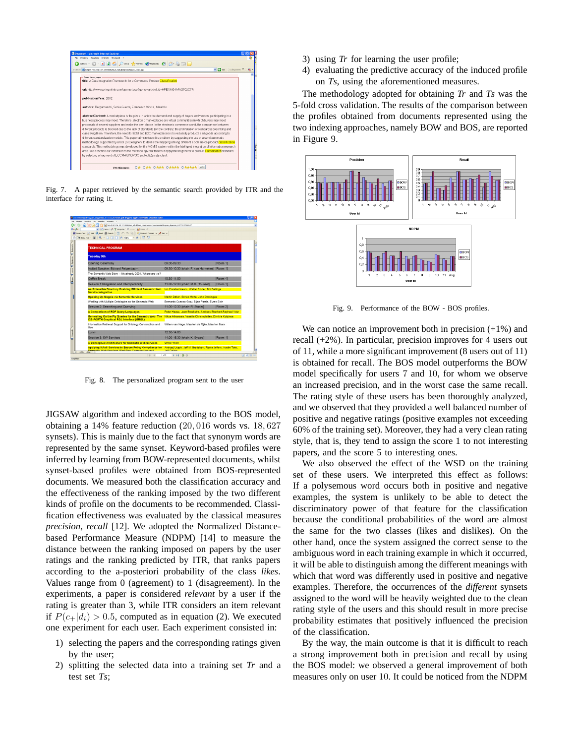Fig. 7. A paper retrieved by the semantic search provided by ITR and the interface for rating it.

Fig. 8. The personalized program sent to the user

JIGSAW algorithm and indexed according to the BOS model, obtaining a 14% feature reduction ($20,016$ words vs. $18,627$ synsets). This is mainly due to the fact that synonym words are represented by the same synset. Keyword-based profiles were inferred by learning from BOW-represented documents, whilst synset-based profiles were obtained from BOS-represented documents. We measured both the classification accuracy and the effectiveness of the ranking imposed by the two different kinds of profile on the documents to be recommended. Classification effectiveness was evaluated by the classical measures *precision*, *recall* [12]. We adopted the Normalized Distance-based Performance Measure (NDPM) [14] to measure the distance between the ranking imposed on papers by the user ratings and the ranking predicted by ITR, that ranks papers according to the a-posteriori probability of the class *likes*. Values range from 0 (agreement) to 1 (disagreement). In the experiments, a paper is considered *relevant* by a user if the rating is greater than 3, while ITR considers an item relevant if $P(c_+|d_i) > 0.5$, computed as in equation (2). We executed one experiment for each user. Each experiment consisted in:

1) selecting the papers and the corresponding ratings given by the user;
2) splitting the selected data into a training set *Tr* and a test set *Ts*;
3) using *Tr* for learning the user profile;
4) evaluating the predictive accuracy of the induced profile on *Ts*, using the aforementioned measures.

The methodology adopted for obtaining *Tr* and *Ts* was the 5-fold cross validation. The results of the comparison between the profiles obtained from documents represented using the two indexing approaches, namely BOW and BOS, are reported in Figure 9.

Fig. 9. Performance of the BOW - BOS profiles.

We can notice an improvement both in precision (+1%) and recall (+2%). In particular, precision improves for 4 users out of 11, while a more significant improvement (8 users out of 11) is obtained for recall. The BOS model outperforms the BOW model specifically for users 7 and 10, for whom we observe an increased precision, and in the worst case the same recall. The rating style of these users has been thoroughly analyzed, and we observed that they provided a well balanced number of positive and negative ratings (positive examples not exceeding 60% of the training set). Moreover, they had a very clean rating style, that is, they tend to assign the score 1 to not interesting papers, and the score 5 to interesting ones.

We also observed the effect of the WSD on the training set of these users. We interpreted this effect as follows: If a polysemous word occurs both in positive and negative examples, the system is unlikely to be able to detect the discriminatory power of that feature for the classification because the conditional probabilities of the word are almost the same for the two classes (likes and dislikes). On the other hand, once the system assigned the correct sense to the ambiguous word in each training example in which it occurred, it will be able to distinguish among the different meanings with which that word was differently used in positive and negative examples. Therefore, the occurrences of the *different* synsets assigned to the word will be heavily weighted due to the clean rating style of the users and this should result in more precise probability estimates that positively influenced the precision of the classification.

By the way, the main outcome is that it is difficult to reach a strong improvement both in precision and recall by using the BOS model: we observed a general improvement of both measures only on user 10. It could be noticed from the NDPM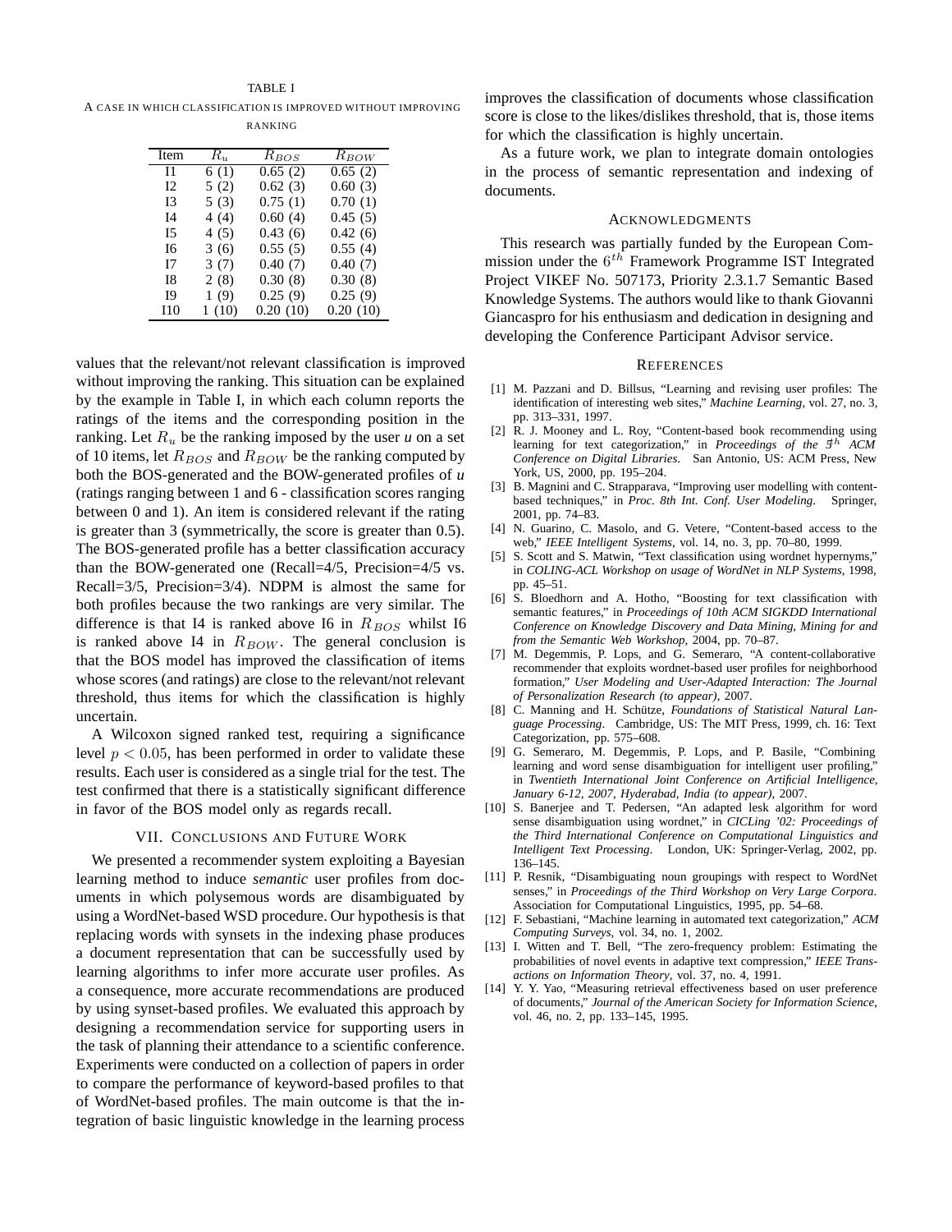TABLE I

A CASE IN WHICH CLASSIFICATION IS IMPROVED WITHOUT IMPROVING RANKING

| Item | $R_u$ | $R_{BOS}$ | $R_{BOW}$ |
|---|---|---|---|
| I1 | 6 (1) | 0.65 (2) | 0.65 (2) |
| I2 | 5 (2) | 0.62 (3) | 0.60 (3) |
| I3 | 5 (3) | 0.75 (1) | 0.70 (1) |
| I4 | 4 (4) | 0.60 (4) | 0.45 (5) |
| I5 | 4 (5) | 0.43 (6) | 0.42 (6) |
| I6 | 3 (6) | 0.55 (5) | 0.55 (4) |
| I7 | 3 (7) | 0.40 (7) | 0.40 (7) |
| I8 | 2 (8) | 0.30 (8) | 0.30 (8) |
| I9 | 1 (9) | 0.25 (9) | 0.25 (9) |
| I10 | 1 (10) | 0.20 (10) | 0.20 (10) |

values that the relevant/not relevant classification is improved without improving the ranking. This situation can be explained by the example in Table I, in which each column reports the ratings of the items and the corresponding position in the ranking. Let $R_u$ be the ranking imposed by the user *u* on a set of 10 items, let $R_{BOS}$ and $R_{BOW}$ be the ranking computed by both the BOS-generated and the BOW-generated profiles of *u* (ratings ranging between 1 and 6 - classification scores ranging between 0 and 1). An item is considered relevant if the rating is greater than 3 (symmetrically, the score is greater than 0.5). The BOS-generated profile has a better classification accuracy than the BOW-generated one (Recall=4/5, Precision=4/5 vs. Recall=3/5, Precision=3/4). NDPM is almost the same for both profiles because the two rankings are very similar. The difference is that I4 is ranked above I6 in $R_{BOS}$ whilst I6 is ranked above I4 in $R_{BOW}$. The general conclusion is that the BOS model has improved the classification of items whose scores (and ratings) are close to the relevant/not relevant threshold, thus items for which the classification is highly uncertain.

A Wilcoxon signed ranked test, requiring a significance level $p < 0.05$, has been performed in order to validate these results. Each user is considered as a single trial for the test. The test confirmed that there is a statistically significant difference in favor of the BOS model only as regards recall.

## VII. Conclusions and Future Work

We presented a recommender system exploiting a Bayesian learning method to induce *semantic* user profiles from documents in which polysemous words are disambiguated by using a WordNet-based WSD procedure. Our hypothesis is that replacing words with synsets in the indexing phase produces a document representation that can be successfully used by learning algorithms to infer more accurate user profiles. As a consequence, more accurate recommendations are produced by using synset-based profiles. We evaluated this approach by designing a recommendation service for supporting users in the task of planning their attendance to a scientific conference. Experiments were conducted on a collection of papers in order to compare the performance of keyword-based profiles to that of WordNet-based profiles. The main outcome is that the integration of basic linguistic knowledge in the learning process improves the classification of documents whose classification score is close to the likes/dislikes threshold, that is, those items for which the classification is highly uncertain.

As a future work, we plan to integrate domain ontologies in the process of semantic representation and indexing of documents.

## Acknowledgments

This research was partially funded by the European Commission under the $6^{th}$ Framework Programme IST Integrated Project VIKEF No. 507173, Priority 2.3.1.7 Semantic Based Knowledge Systems. The authors would like to thank Giovanni Giancaspro for his enthusiasm and dedication in designing and developing the Conference Participant Advisor service.

## References

[1] M. Pazzani and D. Billsus, "Learning and revising user profiles: The identification of interesting web sites," *Machine Learning*, vol. 27, no. 3, pp. 313–331, 1997.

[2] R. J. Mooney and L. Roy, "Content-based book recommending using learning for text categorization," in *Proceedings of the $5^{th}$ ACM Conference on Digital Libraries*. San Antonio, US: ACM Press, New York, US, 2000, pp. 195–204.

[3] B. Magnini and C. Strapparava, "Improving user modelling with content-based techniques," in *Proc. 8th Int. Conf. User Modeling*. Springer, 2001, pp. 74–83.

[4] N. Guarino, C. Masolo, and G. Vetere, "Content-based access to the web," *IEEE Intelligent Systems*, vol. 14, no. 3, pp. 70–80, 1999.

[5] S. Scott and S. Matwin, "Text classification using wordnet hypernyms," in *COLING-ACL Workshop on usage of WordNet in NLP Systems*, 1998, pp. 45–51.

[6] S. Bloedhorn and A. Hotho, "Boosting for text classification with semantic features," in *Proceedings of 10th ACM SIGKDD International Conference on Knowledge Discovery and Data Mining, Mining for and from the Semantic Web Workshop*, 2004, pp. 70–87.

[7] M. Degemmis, P. Lops, and G. Semeraro, "A content-collaborative recommender that exploits wordnet-based user profiles for neighborhood formation," *User Modeling and User-Adapted Interaction: The Journal of Personalization Research (to appear)*, 2007.

[8] C. Manning and H. Schütze, *Foundations of Statistical Natural Language Processing*. Cambridge, US: The MIT Press, 1999, ch. 16: Text Categorization, pp. 575–608.

[9] G. Semeraro, M. Degemmis, P. Lops, and P. Basile, "Combining learning and word sense disambiguation for intelligent user profiling," in *Twentieth International Joint Conference on Artificial Intelligence, January 6-12, 2007, Hyderabad, India (to appear)*, 2007.

[10] S. Banerjee and T. Pedersen, "An adapted lesk algorithm for word sense disambiguation using wordnet," in *CICLing '02: Proceedings of the Third International Conference on Computational Linguistics and Intelligent Text Processing*. London, UK: Springer-Verlag, 2002, pp. 136–145.

[11] P. Resnik, "Disambiguating noun groupings with respect to WordNet senses," in *Proceedings of the Third Workshop on Very Large Corpora*. Association for Computational Linguistics, 1995, pp. 54–68.

[12] F. Sebastiani, "Machine learning in automated text categorization," *ACM Computing Surveys*, vol. 34, no. 1, 2002.

[13] I. Witten and T. Bell, "The zero-frequency problem: Estimating the probabilities of novel events in adaptive text compression," *IEEE Transactions on Information Theory*, vol. 37, no. 4, 1991.

[14] Y. Y. Yao, "Measuring retrieval effectiveness based on user preference of documents," *Journal of the American Society for Information Science*, vol. 46, no. 2, pp. 133–145, 1995.